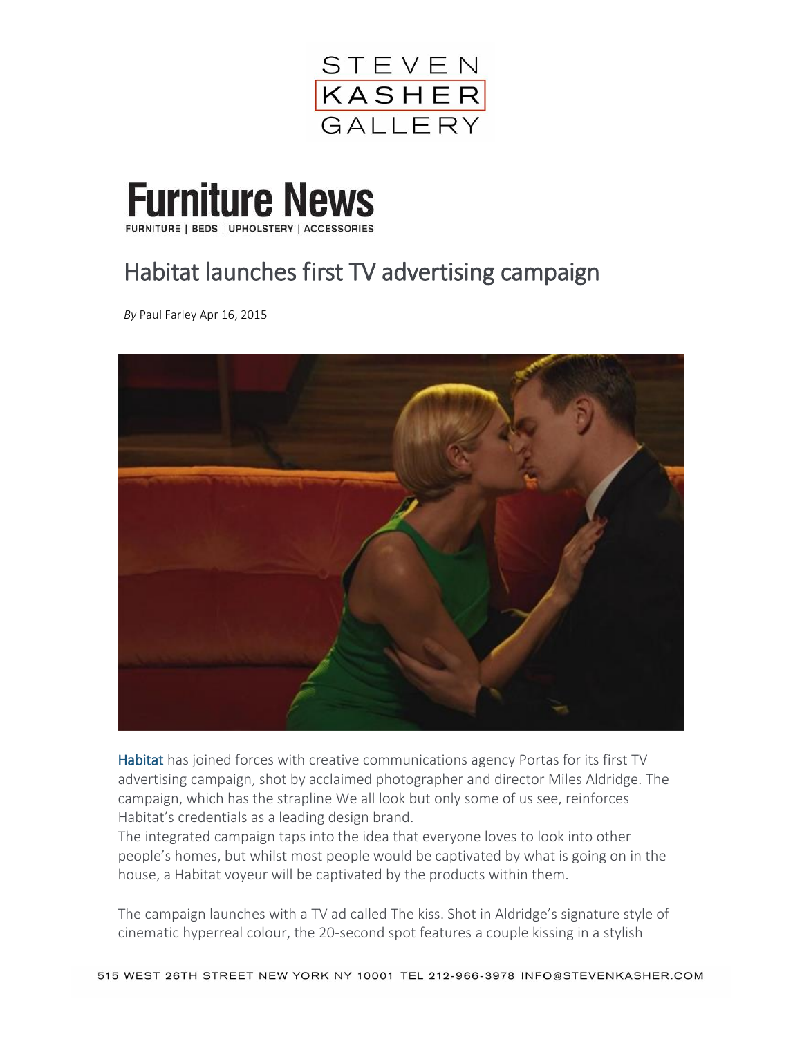# Furniture News

FURNITURE | BEDS | UPHOLSTERY | ACCESSORIES

## Habitat launches first TV advertising campaign

*By* Paul Farley Apr 16, 2015

Habitat has joined forces with creative communications agency Portas for its first TV advertising campaign, shot by acclaimed photographer and director Miles Aldridge. The campaign, which has the strapline We all look but only some of us see, reinforces Habitat's credentials as a leading design brand.
The integrated campaign taps into the idea that everyone loves to look into other people's homes, but whilst most people would be captivated by what is going on in the house, a Habitat voyeur will be captivated by the products within them.

The campaign launches with a TV ad called The kiss. Shot in Aldridge's signature style of cinematic hyperreal colour, the 20-second spot features a couple kissing in a stylish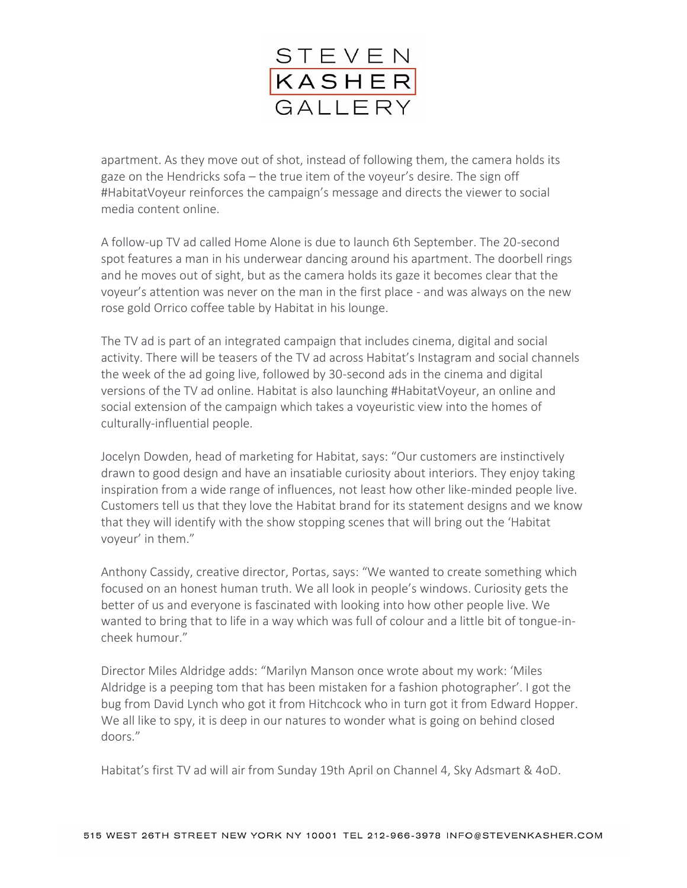apartment. As they move out of shot, instead of following them, the camera holds its gaze on the Hendricks sofa – the true item of the voyeur's desire. The sign off #HabitatVoyeur reinforces the campaign's message and directs the viewer to social media content online.

A follow-up TV ad called Home Alone is due to launch 6th September. The 20-second spot features a man in his underwear dancing around his apartment. The doorbell rings and he moves out of sight, but as the camera holds its gaze it becomes clear that the voyeur's attention was never on the man in the first place - and was always on the new rose gold Orrico coffee table by Habitat in his lounge.

The TV ad is part of an integrated campaign that includes cinema, digital and social activity. There will be teasers of the TV ad across Habitat's Instagram and social channels the week of the ad going live, followed by 30-second ads in the cinema and digital versions of the TV ad online. Habitat is also launching #HabitatVoyeur, an online and social extension of the campaign which takes a voyeuristic view into the homes of culturally-influential people.

Jocelyn Dowden, head of marketing for Habitat, says: "Our customers are instinctively drawn to good design and have an insatiable curiosity about interiors. They enjoy taking inspiration from a wide range of influences, not least how other like-minded people live. Customers tell us that they love the Habitat brand for its statement designs and we know that they will identify with the show stopping scenes that will bring out the 'Habitat voyeur' in them."

Anthony Cassidy, creative director, Portas, says: "We wanted to create something which focused on an honest human truth. We all look in people's windows. Curiosity gets the better of us and everyone is fascinated with looking into how other people live. We wanted to bring that to life in a way which was full of colour and a little bit of tongue-in-cheek humour."

Director Miles Aldridge adds: "Marilyn Manson once wrote about my work: 'Miles Aldridge is a peeping tom that has been mistaken for a fashion photographer'. I got the bug from David Lynch who got it from Hitchcock who in turn got it from Edward Hopper. We all like to spy, it is deep in our natures to wonder what is going on behind closed doors."

Habitat's first TV ad will air from Sunday 19th April on Channel 4, Sky Adsmart & 4oD.